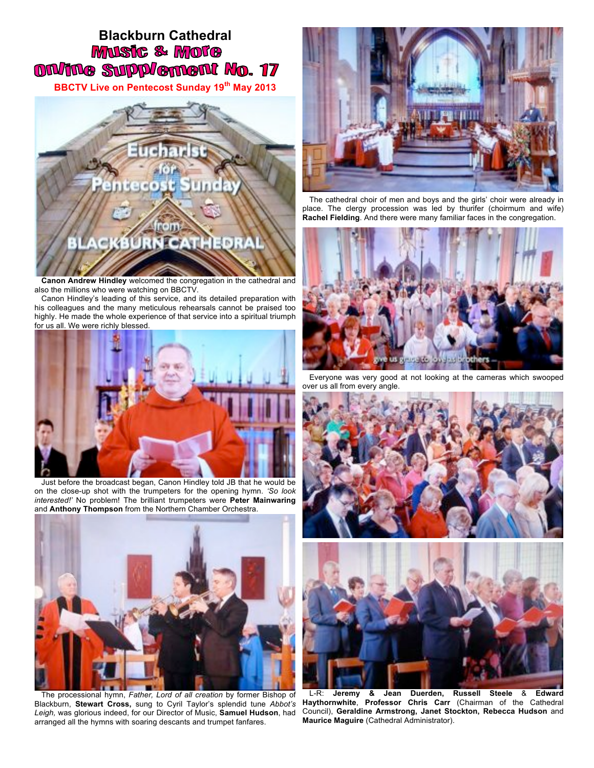# Blackburn Cathedral

## Music & More

## Online Supplement No. 17

**BBCTV Live on Pentecost Sunday 19th May 2013**

**Canon Andrew Hindley** welcomed the congregation in the cathedral and also the millions who were watching on BBCTV.

Canon Hindley's leading of this service, and its detailed preparation with his colleagues and the many meticulous rehearsals cannot be praised too highly. He made the whole experience of that service into a spiritual triumph for us all. We were richly blessed.

Just before the broadcast began, Canon Hindley told JB that he would be on the close-up shot with the trumpeters for the opening hymn. *'So look interested!'* No problem! The brilliant trumpeters were **Peter Mainwaring** and **Anthony Thompson** from the Northern Chamber Orchestra.

The processional hymn, *Father, Lord of all creation* by former Bishop of Blackburn, **Stewart Cross,** sung to Cyril Taylor's splendid tune *Abbot's Leigh,* was glorious indeed, for our Director of Music, **Samuel Hudson**, had arranged all the hymns with soaring descants and trumpet fanfares.

The cathedral choir of men and boys and the girls' choir were already in place. The clergy procession was led by thurifer (choirmum and wife) **Rachel Fielding**. And there were many familiar faces in the congregation.

Everyone was very good at not looking at the cameras which swooped over us all from every angle.

L-R: **Jeremy & Jean Duerden, Russell Steele & Edward Haythornwhite**, **Professor Chris Carr** (Chairman of the Cathedral Council), **Geraldine Armstrong, Janet Stockton, Rebecca Hudson** and **Maurice Maguire** (Cathedral Administrator).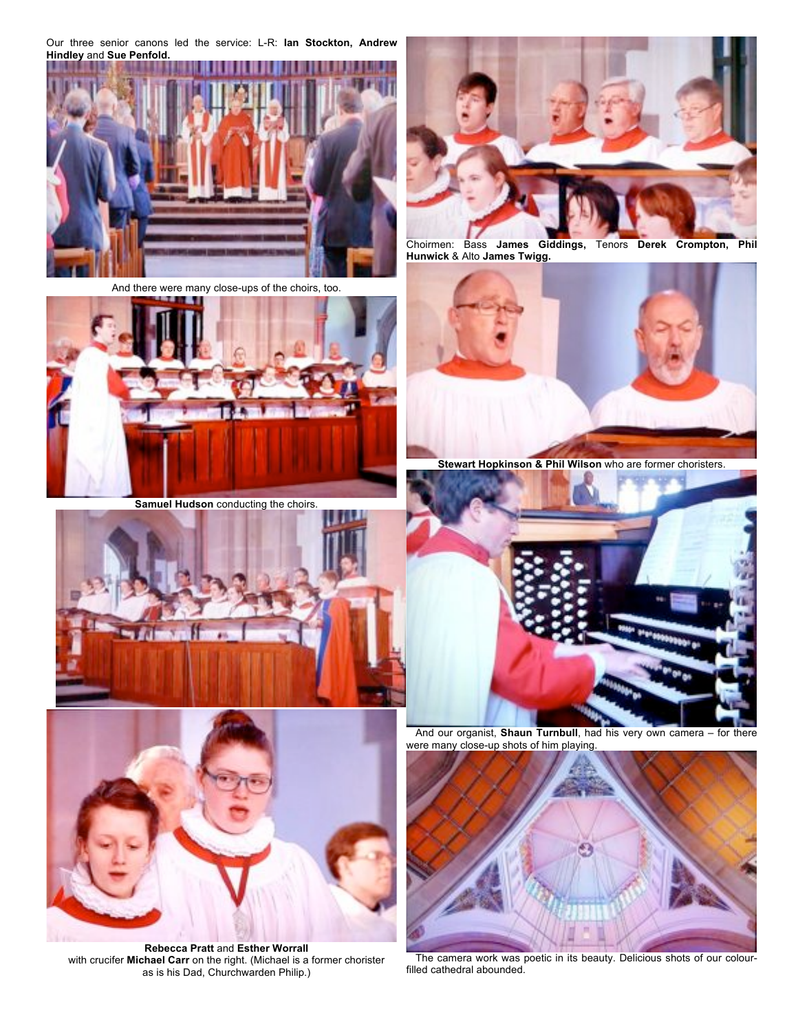Our three senior canons led the service: L-R: **Ian Stockton, Andrew Hindley** and **Sue Penfold.**

And there were many close-ups of the choirs, too.

**Samuel Hudson** conducting the choirs.

**Rebecca Pratt** and **Esther Worrall** with crucifer **Michael Carr** on the right. (Michael is a former chorister as is his Dad, Churchwarden Philip.)

Choirmen: Bass **James Giddings,** Tenors **Derek Crompton, Phil Hunwick** & Alto **James Twigg.**

**Stewart Hopkinson & Phil Wilson** who are former choristers.

And our organist, **Shaun Turnbull**, had his very own camera – for there were many close-up shots of him playing.

The camera work was poetic in its beauty. Delicious shots of our colour-filled cathedral abounded.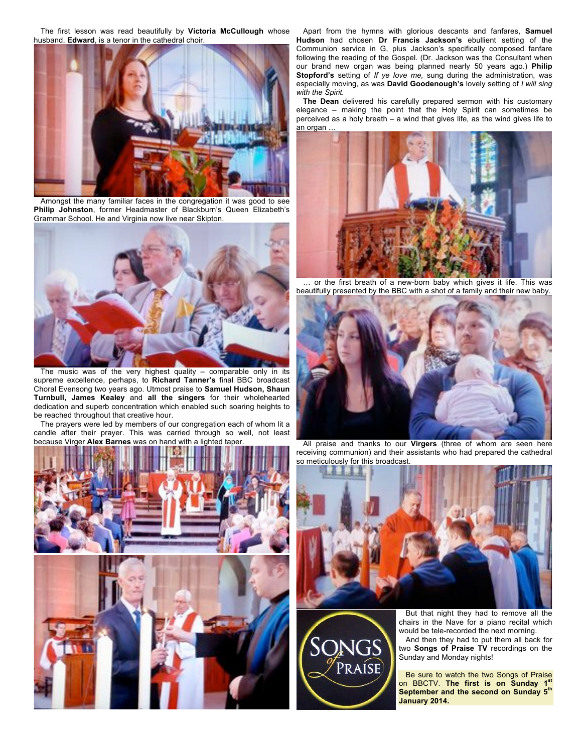The first lesson was read beautifully by **Victoria McCullough** whose husband, **Edward**, is a tenor in the cathedral choir.

Amongst the many familiar faces in the congregation it was good to see **Philip Johnston**, former Headmaster of Blackburn's Queen Elizabeth's Grammar School. He and Virginia now live near Skipton.

The music was of the very highest quality – comparable only in its supreme excellence, perhaps, to **Richard Tanner's** final BBC broadcast Choral Evensong two years ago. Utmost praise to **Samuel Hudson, Shaun Turnbull, James Kealey** and **all the singers** for their wholehearted dedication and superb concentration which enabled such soaring heights to be reached throughout that creative hour.

The prayers were led by members of our congregation each of whom lit a candle after their prayer. This was carried through so well, not least because Virger **Alex Barnes** was on hand with a lighted taper.

Apart from the hymns with glorious descants and fanfares, **Samuel Hudson** had chosen **Dr Francis Jackson's** ebullient setting of the Communion service in G, plus Jackson's specifically composed fanfare following the reading of the Gospel. (Dr. Jackson was the Consultant when our brand new organ was being planned nearly 50 years ago.) **Philip Stopford's** setting of *If ye love me,* sung during the administration, was especially moving, as was **David Goodenough's** lovely setting of *I will sing with the Spirit.*

**The Dean** delivered his carefully prepared sermon with his customary elegance – making the point that the Holy Spirit can sometimes be perceived as a holy breath – a wind that gives life, as the wind gives life to an organ …

… or the first breath of a new-born baby which gives it life. This was beautifully presented by the BBC with a shot of a family and their new baby.

All praise and thanks to our **Virgers** (three of whom are seen here receiving communion) and their assistants who had prepared the cathedral so meticulously for this broadcast.

But that night they had to remove all the chairs in the Nave for a piano recital which would be tele-recorded the next morning.

And then they had to put them all back for two **Songs of Praise TV** recordings on the Sunday and Monday nights!

Be sure to watch the two Songs of Praise on BBCTV. **The first is on Sunday 1st September and the second on Sunday 5th January 2014.**